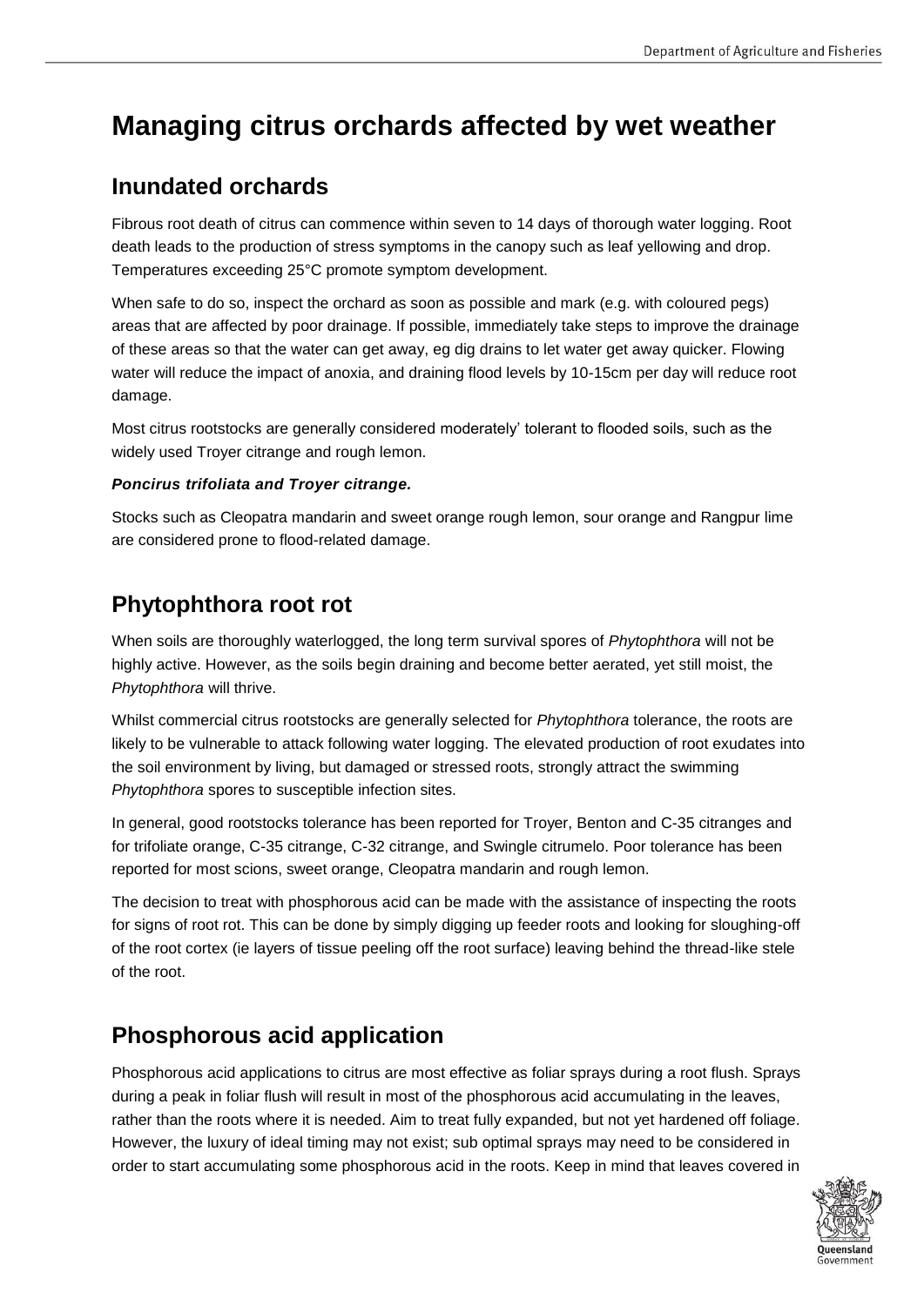# Managing citrus orchards affected by wet weather

## Inundated orchards

Fibrous root death of citrus can commence within seven to 14 days of thorough water logging. Root death leads to the production of stress symptoms in the canopy such as leaf yellowing and drop. Temperatures exceeding 25°C promote symptom development.

When safe to do so, inspect the orchard as soon as possible and mark (e.g. with coloured pegs) areas that are affected by poor drainage. If possible, immediately take steps to improve the drainage of these areas so that the water can get away, eg dig drains to let water get away quicker. Flowing water will reduce the impact of anoxia, and draining flood levels by 10-15cm per day will reduce root damage.

Most citrus rootstocks are generally considered moderately' tolerant to flooded soils, such as the widely used Troyer citrange and rough lemon.

***Poncirus trifoliata and Troyer citrange.***

Stocks such as Cleopatra mandarin and sweet orange rough lemon, sour orange and Rangpur lime are considered prone to flood-related damage.

## Phytophthora root rot

When soils are thoroughly waterlogged, the long term survival spores of *Phytophthora* will not be highly active. However, as the soils begin draining and become better aerated, yet still moist, the *Phytophthora* will thrive.

Whilst commercial citrus rootstocks are generally selected for *Phytophthora* tolerance, the roots are likely to be vulnerable to attack following water logging. The elevated production of root exudates into the soil environment by living, but damaged or stressed roots, strongly attract the swimming *Phytophthora* spores to susceptible infection sites.

In general, good rootstocks tolerance has been reported for Troyer, Benton and C-35 citranges and for trifoliate orange, C-35 citrange, C-32 citrange, and Swingle citrumelo. Poor tolerance has been reported for most scions, sweet orange, Cleopatra mandarin and rough lemon.

The decision to treat with phosphorous acid can be made with the assistance of inspecting the roots for signs of root rot. This can be done by simply digging up feeder roots and looking for sloughing-off of the root cortex (ie layers of tissue peeling off the root surface) leaving behind the thread-like stele of the root.

## Phosphorous acid application

Phosphorous acid applications to citrus are most effective as foliar sprays during a root flush. Sprays during a peak in foliar flush will result in most of the phosphorous acid accumulating in the leaves, rather than the roots where it is needed. Aim to treat fully expanded, but not yet hardened off foliage. However, the luxury of ideal timing may not exist; sub optimal sprays may need to be considered in order to start accumulating some phosphorous acid in the roots. Keep in mind that leaves covered in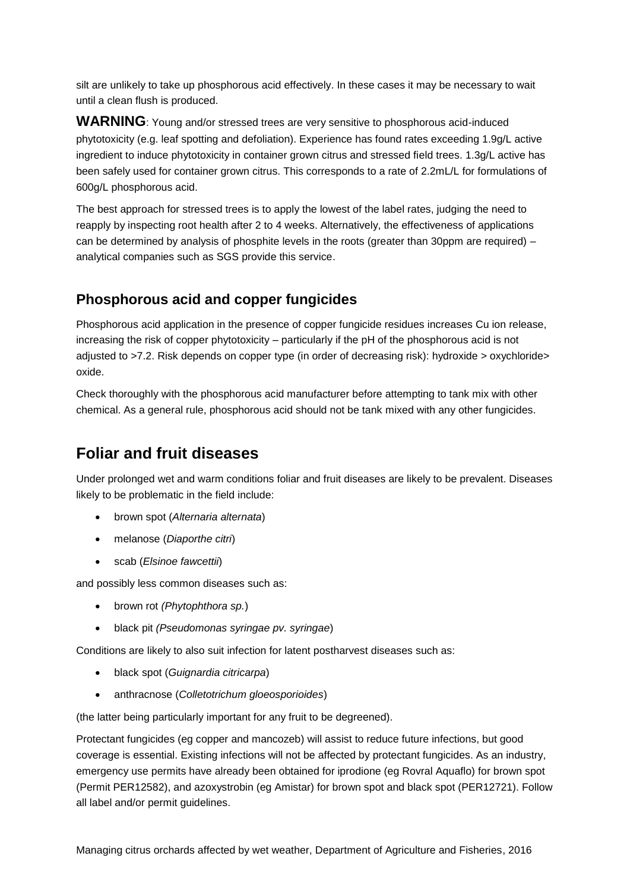silt are unlikely to take up phosphorous acid effectively. In these cases it may be necessary to wait until a clean flush is produced.

**WARNING**: Young and/or stressed trees are very sensitive to phosphorous acid-induced phytotoxicity (e.g. leaf spotting and defoliation). Experience has found rates exceeding 1.9g/L active ingredient to induce phytotoxicity in container grown citrus and stressed field trees. 1.3g/L active has been safely used for container grown citrus. This corresponds to a rate of 2.2mL/L for formulations of 600g/L phosphorous acid.

The best approach for stressed trees is to apply the lowest of the label rates, judging the need to reapply by inspecting root health after 2 to 4 weeks. Alternatively, the effectiveness of applications can be determined by analysis of phosphite levels in the roots (greater than 30ppm are required) – analytical companies such as SGS provide this service.

## Phosphorous acid and copper fungicides

Phosphorous acid application in the presence of copper fungicide residues increases Cu ion release, increasing the risk of copper phytotoxicity – particularly if the pH of the phosphorous acid is not adjusted to >7.2. Risk depends on copper type (in order of decreasing risk): hydroxide > oxychloride> oxide.

Check thoroughly with the phosphorous acid manufacturer before attempting to tank mix with other chemical. As a general rule, phosphorous acid should not be tank mixed with any other fungicides.

# Foliar and fruit diseases

Under prolonged wet and warm conditions foliar and fruit diseases are likely to be prevalent. Diseases likely to be problematic in the field include:

- brown spot (*Alternaria alternata*)
- melanose (*Diaporthe citri*)
- scab (*Elsinoe fawcettii*)

and possibly less common diseases such as:

- brown rot *(Phytophthora sp.*)
- black pit *(Pseudomonas syringae pv. syringae*)

Conditions are likely to also suit infection for latent postharvest diseases such as:

- black spot (*Guignardia citricarpa*)
- anthracnose (*Colletotrichum gloeosporioides*)

(the latter being particularly important for any fruit to be degreened).

Protectant fungicides (eg copper and mancozeb) will assist to reduce future infections, but good coverage is essential. Existing infections will not be affected by protectant fungicides. As an industry, emergency use permits have already been obtained for iprodione (eg Rovral Aquaflo) for brown spot (Permit PER12582), and azoxystrobin (eg Amistar) for brown spot and black spot (PER12721). Follow all label and/or permit guidelines.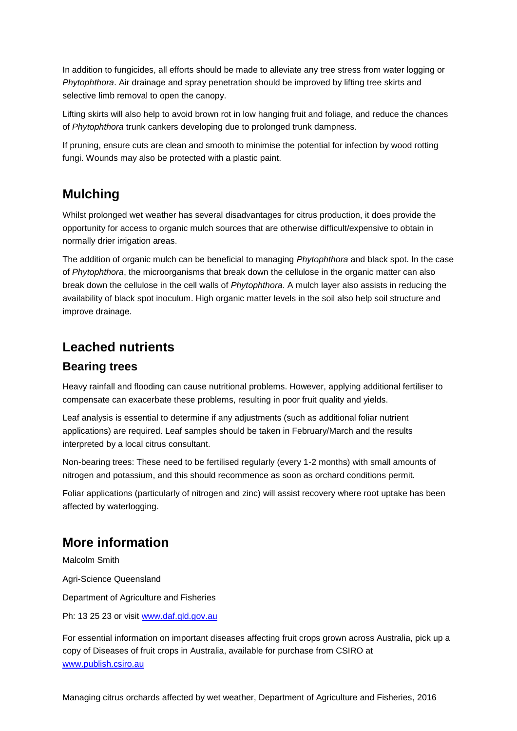In addition to fungicides, all efforts should be made to alleviate any tree stress from water logging or *Phytophthora*. Air drainage and spray penetration should be improved by lifting tree skirts and selective limb removal to open the canopy.

Lifting skirts will also help to avoid brown rot in low hanging fruit and foliage, and reduce the chances of *Phytophthora* trunk cankers developing due to prolonged trunk dampness.

If pruning, ensure cuts are clean and smooth to minimise the potential for infection by wood rotting fungi. Wounds may also be protected with a plastic paint.

## Mulching

Whilst prolonged wet weather has several disadvantages for citrus production, it does provide the opportunity for access to organic mulch sources that are otherwise difficult/expensive to obtain in normally drier irrigation areas.

The addition of organic mulch can be beneficial to managing *Phytophthora* and black spot. In the case of *Phytophthora*, the microorganisms that break down the cellulose in the organic matter can also break down the cellulose in the cell walls of *Phytophthora*. A mulch layer also assists in reducing the availability of black spot inoculum. High organic matter levels in the soil also help soil structure and improve drainage.

## Leached nutrients

### Bearing trees

Heavy rainfall and flooding can cause nutritional problems. However, applying additional fertiliser to compensate can exacerbate these problems, resulting in poor fruit quality and yields.

Leaf analysis is essential to determine if any adjustments (such as additional foliar nutrient applications) are required. Leaf samples should be taken in February/March and the results interpreted by a local citrus consultant.

Non-bearing trees: These need to be fertilised regularly (every 1-2 months) with small amounts of nitrogen and potassium, and this should recommence as soon as orchard conditions permit.

Foliar applications (particularly of nitrogen and zinc) will assist recovery where root uptake has been affected by waterlogging.

## More information

Malcolm Smith

Agri-Science Queensland

Department of Agriculture and Fisheries

Ph: 13 25 23 or visit [www.daf.qld.gov.au](http://www.daf.qld.gov.au)

For essential information on important diseases affecting fruit crops grown across Australia, pick up a copy of Diseases of fruit crops in Australia, available for purchase from CSIRO at [www.publish.csiro.au](http://www.publish.csiro.au)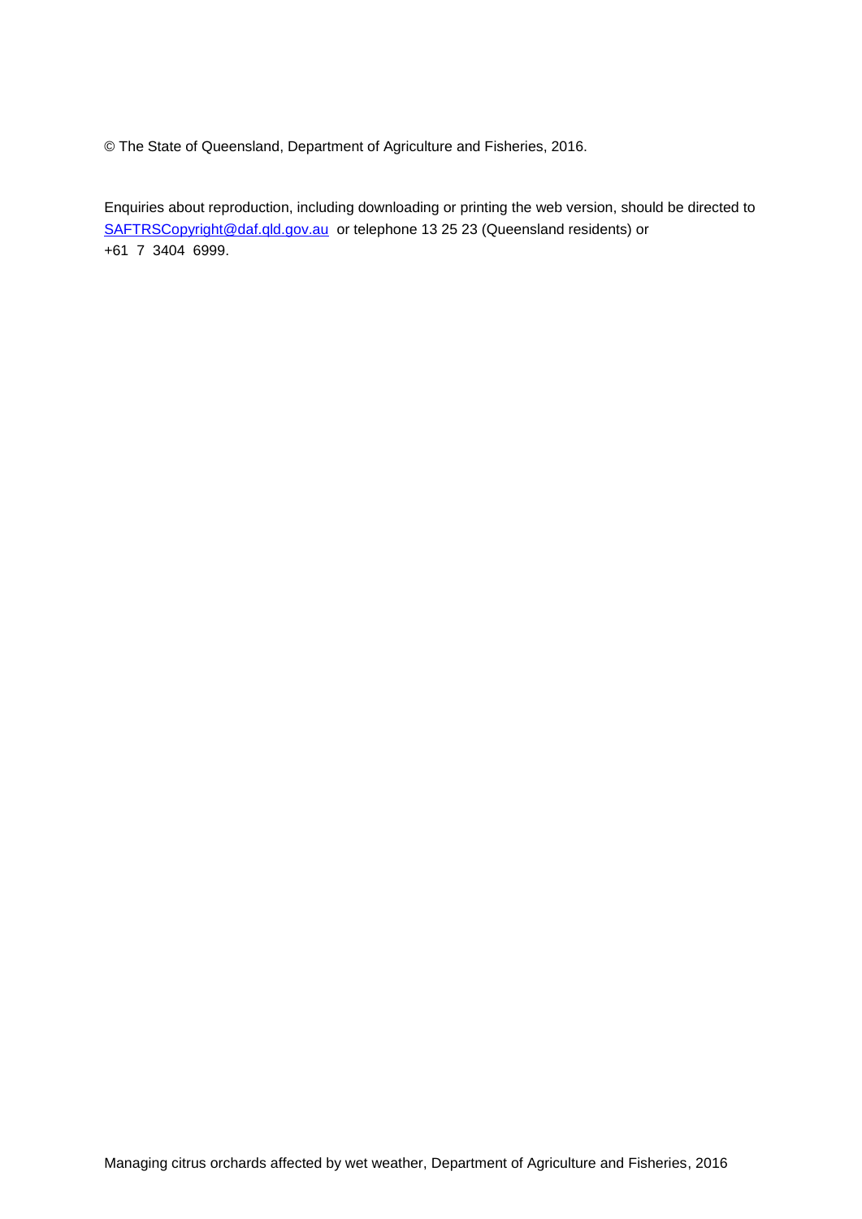© The State of Queensland, Department of Agriculture and Fisheries, 2016.

Enquiries about reproduction, including downloading or printing the web version, should be directed to SAFTRSCopyright@daf.qld.gov.au or telephone 13 25 23 (Queensland residents) or +61 7 3404 6999.